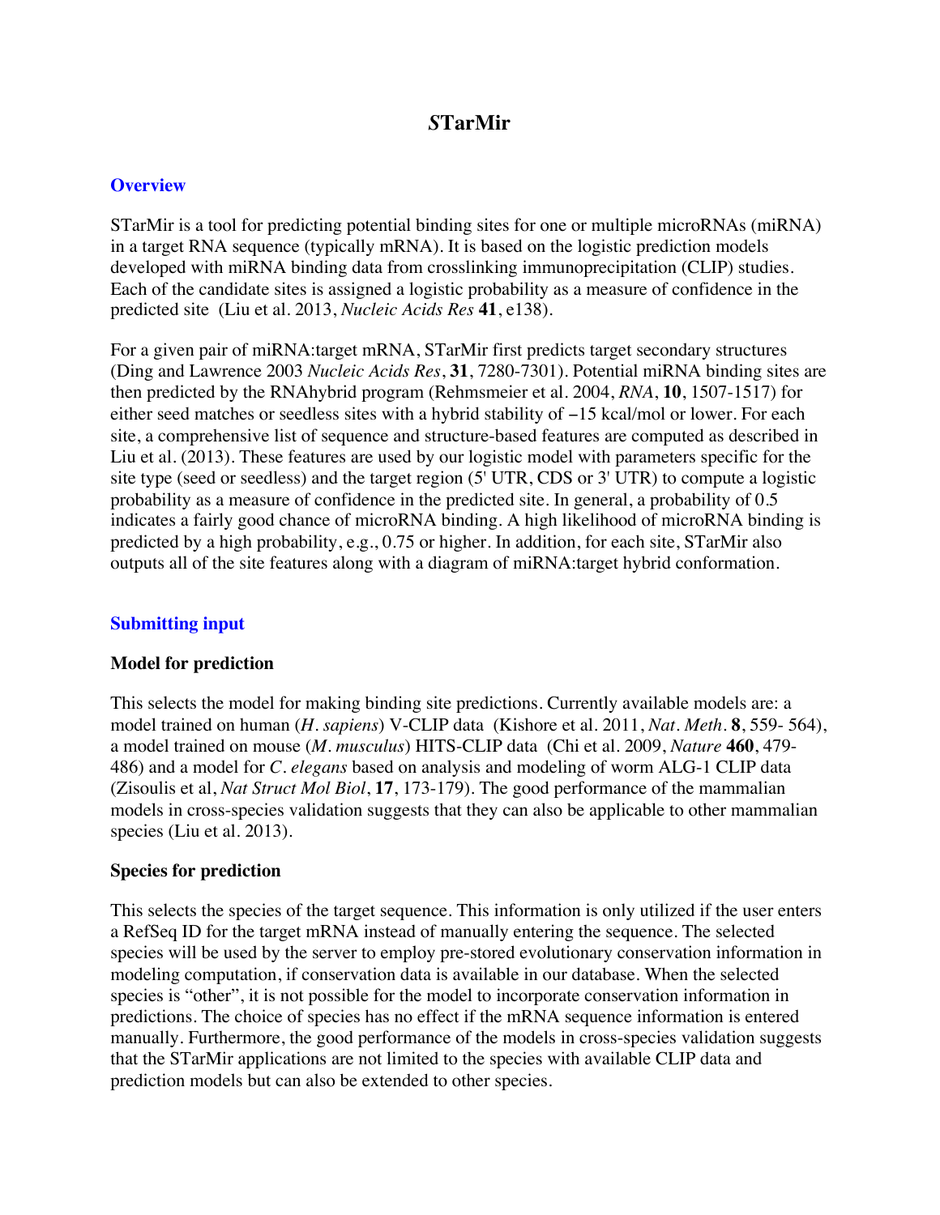# *S*TarMir

## Overview

STarMir is a tool for predicting potential binding sites for one or multiple microRNAs (miRNA) in a target RNA sequence (typically mRNA). It is based on the logistic prediction models developed with miRNA binding data from crosslinking immunoprecipitation (CLIP) studies. Each of the candidate sites is assigned a logistic probability as a measure of confidence in the predicted site (Liu et al. 2013, *Nucleic Acids Res* **41**, e138).

For a given pair of miRNA:target mRNA, STarMir first predicts target secondary structures (Ding and Lawrence 2003 *Nucleic Acids Res*, **31**, 7280-7301). Potential miRNA binding sites are then predicted by the RNAhybrid program (Rehmsmeier et al. 2004, *RNA*, **10**, 1507-1517) for either seed matches or seedless sites with a hybrid stability of −15 kcal/mol or lower. For each site, a comprehensive list of sequence and structure-based features are computed as described in Liu et al. (2013). These features are used by our logistic model with parameters specific for the site type (seed or seedless) and the target region (5' UTR, CDS or 3' UTR) to compute a logistic probability as a measure of confidence in the predicted site. In general, a probability of 0.5 indicates a fairly good chance of microRNA binding. A high likelihood of microRNA binding is predicted by a high probability, e.g., 0.75 or higher. In addition, for each site, STarMir also outputs all of the site features along with a diagram of miRNA:target hybrid conformation.

## Submitting input

### Model for prediction

This selects the model for making binding site predictions. Currently available models are: a model trained on human (*H. sapiens*) V-CLIP data (Kishore et al. 2011, *Nat. Meth.* **8**, 559- 564), a model trained on mouse (*M. musculus*) HITS-CLIP data (Chi et al. 2009, *Nature* **460**, 479-486) and a model for *C. elegans* based on analysis and modeling of worm ALG-1 CLIP data (Zisoulis et al, *Nat Struct Mol Biol*, **17**, 173-179). The good performance of the mammalian models in cross-species validation suggests that they can also be applicable to other mammalian species (Liu et al. 2013).

### Species for prediction

This selects the species of the target sequence. This information is only utilized if the user enters a RefSeq ID for the target mRNA instead of manually entering the sequence. The selected species will be used by the server to employ pre-stored evolutionary conservation information in modeling computation, if conservation data is available in our database. When the selected species is "other", it is not possible for the model to incorporate conservation information in predictions. The choice of species has no effect if the mRNA sequence information is entered manually. Furthermore, the good performance of the models in cross-species validation suggests that the STarMir applications are not limited to the species with available CLIP data and prediction models but can also be extended to other species.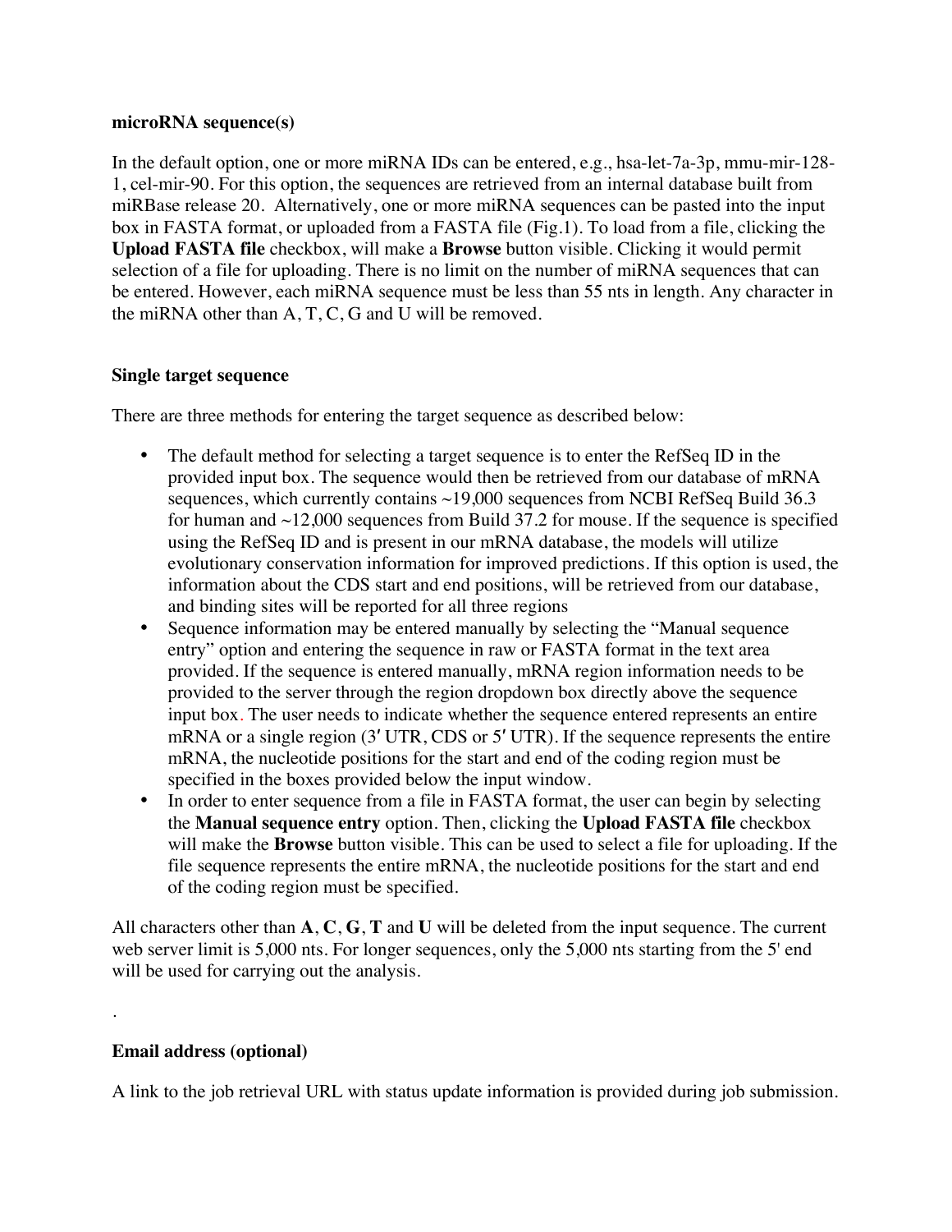**microRNA sequence(s)**

In the default option, one or more miRNA IDs can be entered, e.g., hsa-let-7a-3p, mmu-mir-128-1, cel-mir-90. For this option, the sequences are retrieved from an internal database built from miRBase release 20. Alternatively, one or more miRNA sequences can be pasted into the input box in FASTA format, or uploaded from a FASTA file (Fig.1). To load from a file, clicking the **Upload FASTA file** checkbox, will make a **Browse** button visible. Clicking it would permit selection of a file for uploading. There is no limit on the number of miRNA sequences that can be entered. However, each miRNA sequence must be less than 55 nts in length. Any character in the miRNA other than A, T, C, G and U will be removed.

**Single target sequence**

There are three methods for entering the target sequence as described below:

- The default method for selecting a target sequence is to enter the RefSeq ID in the provided input box. The sequence would then be retrieved from our database of mRNA sequences, which currently contains ~19,000 sequences from NCBI RefSeq Build 36.3 for human and ~12,000 sequences from Build 37.2 for mouse. If the sequence is specified using the RefSeq ID and is present in our mRNA database, the models will utilize evolutionary conservation information for improved predictions. If this option is used, the information about the CDS start and end positions, will be retrieved from our database, and binding sites will be reported for all three regions
- Sequence information may be entered manually by selecting the "Manual sequence entry" option and entering the sequence in raw or FASTA format in the text area provided. If the sequence is entered manually, mRNA region information needs to be provided to the server through the region dropdown box directly above the sequence input box. The user needs to indicate whether the sequence entered represents an entire mRNA or a single region (3′ UTR, CDS or 5′ UTR). If the sequence represents the entire mRNA, the nucleotide positions for the start and end of the coding region must be specified in the boxes provided below the input window.
- In order to enter sequence from a file in FASTA format, the user can begin by selecting the **Manual sequence entry** option. Then, clicking the **Upload FASTA file** checkbox will make the **Browse** button visible. This can be used to select a file for uploading. If the file sequence represents the entire mRNA, the nucleotide positions for the start and end of the coding region must be specified.

All characters other than **A**, **C**, **G**, **T** and **U** will be deleted from the input sequence. The current web server limit is 5,000 nts. For longer sequences, only the 5,000 nts starting from the 5' end will be used for carrying out the analysis.

.

**Email address (optional)**

A link to the job retrieval URL with status update information is provided during job submission.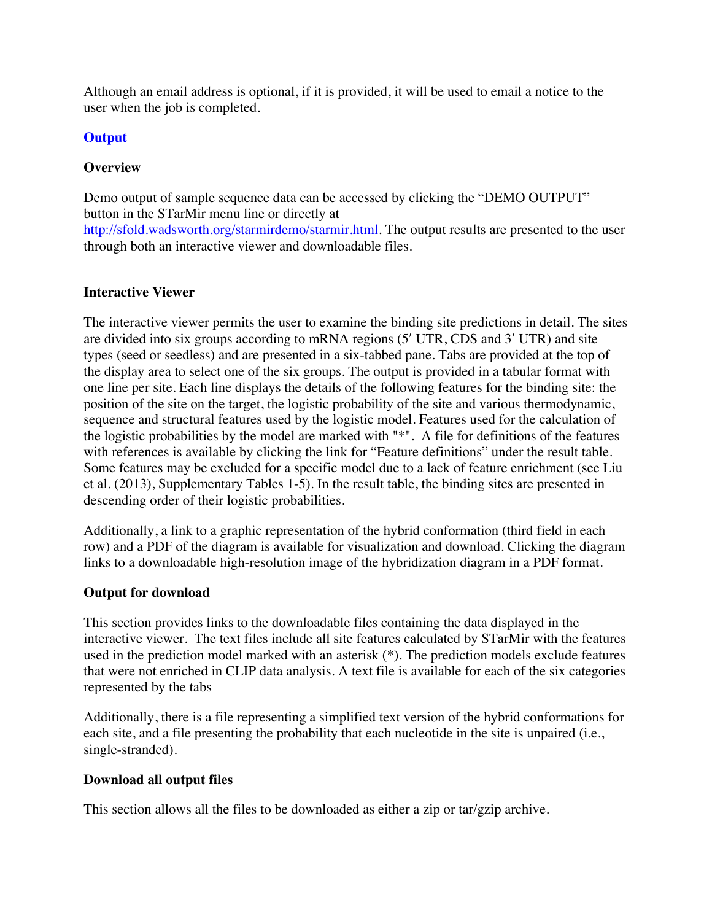Although an email address is optional, if it is provided, it will be used to email a notice to the user when the job is completed.

## Output

### Overview

Demo output of sample sequence data can be accessed by clicking the "DEMO OUTPUT" button in the STarMir menu line or directly at http://sfold.wadsworth.org/starmirdemo/starmir.html. The output results are presented to the user through both an interactive viewer and downloadable files.

### Interactive Viewer

The interactive viewer permits the user to examine the binding site predictions in detail. The sites are divided into six groups according to mRNA regions (5′ UTR, CDS and 3′ UTR) and site types (seed or seedless) and are presented in a six-tabbed pane. Tabs are provided at the top of the display area to select one of the six groups. The output is provided in a tabular format with one line per site. Each line displays the details of the following features for the binding site: the position of the site on the target, the logistic probability of the site and various thermodynamic, sequence and structural features used by the logistic model. Features used for the calculation of the logistic probabilities by the model are marked with "*". A file for definitions of the features with references is available by clicking the link for "Feature definitions" under the result table. Some features may be excluded for a specific model due to a lack of feature enrichment (see Liu et al. (2013), Supplementary Tables 1-5). In the result table, the binding sites are presented in descending order of their logistic probabilities.

Additionally, a link to a graphic representation of the hybrid conformation (third field in each row) and a PDF of the diagram is available for visualization and download. Clicking the diagram links to a downloadable high-resolution image of the hybridization diagram in a PDF format.

### Output for download

This section provides links to the downloadable files containing the data displayed in the interactive viewer. The text files include all site features calculated by STarMir with the features used in the prediction model marked with an asterisk (*). The prediction models exclude features that were not enriched in CLIP data analysis. A text file is available for each of the six categories represented by the tabs

Additionally, there is a file representing a simplified text version of the hybrid conformations for each site, and a file presenting the probability that each nucleotide in the site is unpaired (i.e., single-stranded).

### Download all output files

This section allows all the files to be downloaded as either a zip or tar/gzip archive.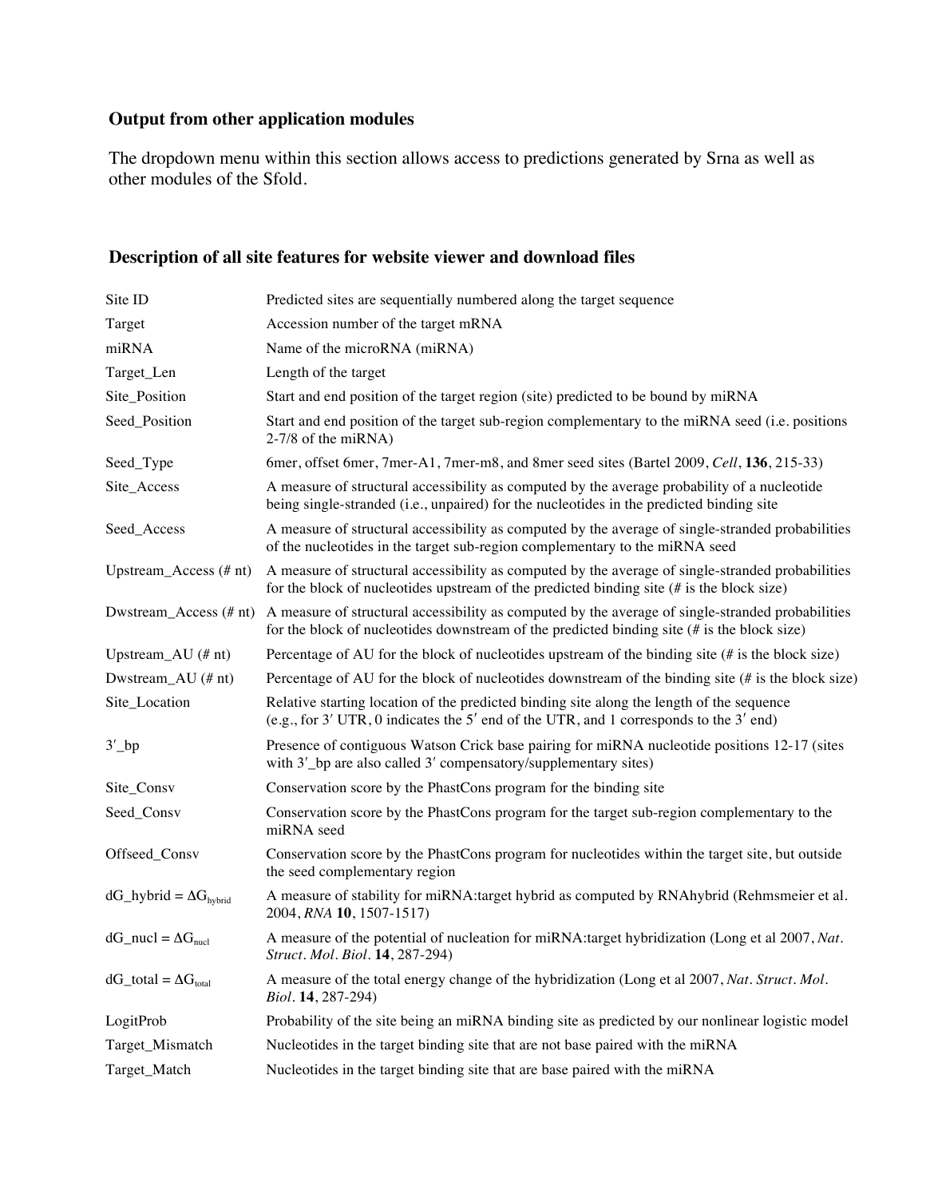### Output from other application modules

The dropdown menu within this section allows access to predictions generated by Srna as well as other modules of the Sfold.

### Description of all site features for website viewer and download files

| | |
|---|---|
| Site ID | Predicted sites are sequentially numbered along the target sequence |
| Target | Accession number of the target mRNA |
| miRNA | Name of the microRNA (miRNA) |
| Target_Len | Length of the target |
| Site_Position | Start and end position of the target region (site) predicted to be bound by miRNA |
| Seed_Position | Start and end position of the target sub-region complementary to the miRNA seed (i.e. positions 2-7/8 of the miRNA) |
| Seed_Type | 6mer, offset 6mer, 7mer-A1, 7mer-m8, and 8mer seed sites (Bartel 2009, *Cell*, **136**, 215-33) |
| Site_Access | A measure of structural accessibility as computed by the average probability of a nucleotide being single-stranded (i.e., unpaired) for the nucleotides in the predicted binding site |
| Seed_Access | A measure of structural accessibility as computed by the average of single-stranded probabilities of the nucleotides in the target sub-region complementary to the miRNA seed |
| Upstream_Access (# nt) | A measure of structural accessibility as computed by the average of single-stranded probabilities for the block of nucleotides upstream of the predicted binding site (# is the block size) |
| Dwstream_Access (# nt) | A measure of structural accessibility as computed by the average of single-stranded probabilities for the block of nucleotides downstream of the predicted binding site (# is the block size) |
| Upstream_AU (# nt) | Percentage of AU for the block of nucleotides upstream of the binding site (# is the block size) |
| Dwstream_AU (# nt) | Percentage of AU for the block of nucleotides downstream of the binding site (# is the block size) |
| Site_Location | Relative starting location of the predicted binding site along the length of the sequence (e.g., for 3′ UTR, 0 indicates the 5′ end of the UTR, and 1 corresponds to the 3′ end) |
| 3′_bp | Presence of contiguous Watson Crick base pairing for miRNA nucleotide positions 12-17 (sites with 3′_bp are also called 3′ compensatory/supplementary sites) |
| Site_Consv | Conservation score by the PhastCons program for the binding site |
| Seed_Consv | Conservation score by the PhastCons program for the target sub-region complementary to the miRNA seed |
| Offseed_Consv | Conservation score by the PhastCons program for nucleotides within the target site, but outside the seed complementary region |
| dG_hybrid = $\Delta G_{hybrid}$ | A measure of stability for miRNA:target hybrid as computed by RNAhybrid (Rehmsmeier et al. 2004, *RNA* **10**, 1507-1517) |
| dG_nucl = $\Delta G_{nucl}$ | A measure of the potential of nucleation for miRNA:target hybridization (Long et al 2007, *Nat. Struct. Mol. Biol.* **14**, 287-294) |
| dG_total = $\Delta G_{total}$ | A measure of the total energy change of the hybridization (Long et al 2007, *Nat. Struct. Mol. Biol.* **14**, 287-294) |
| LogitProb | Probability of the site being an miRNA binding site as predicted by our nonlinear logistic model |
| Target_Mismatch | Nucleotides in the target binding site that are not base paired with the miRNA |
| Target_Match | Nucleotides in the target binding site that are base paired with the miRNA |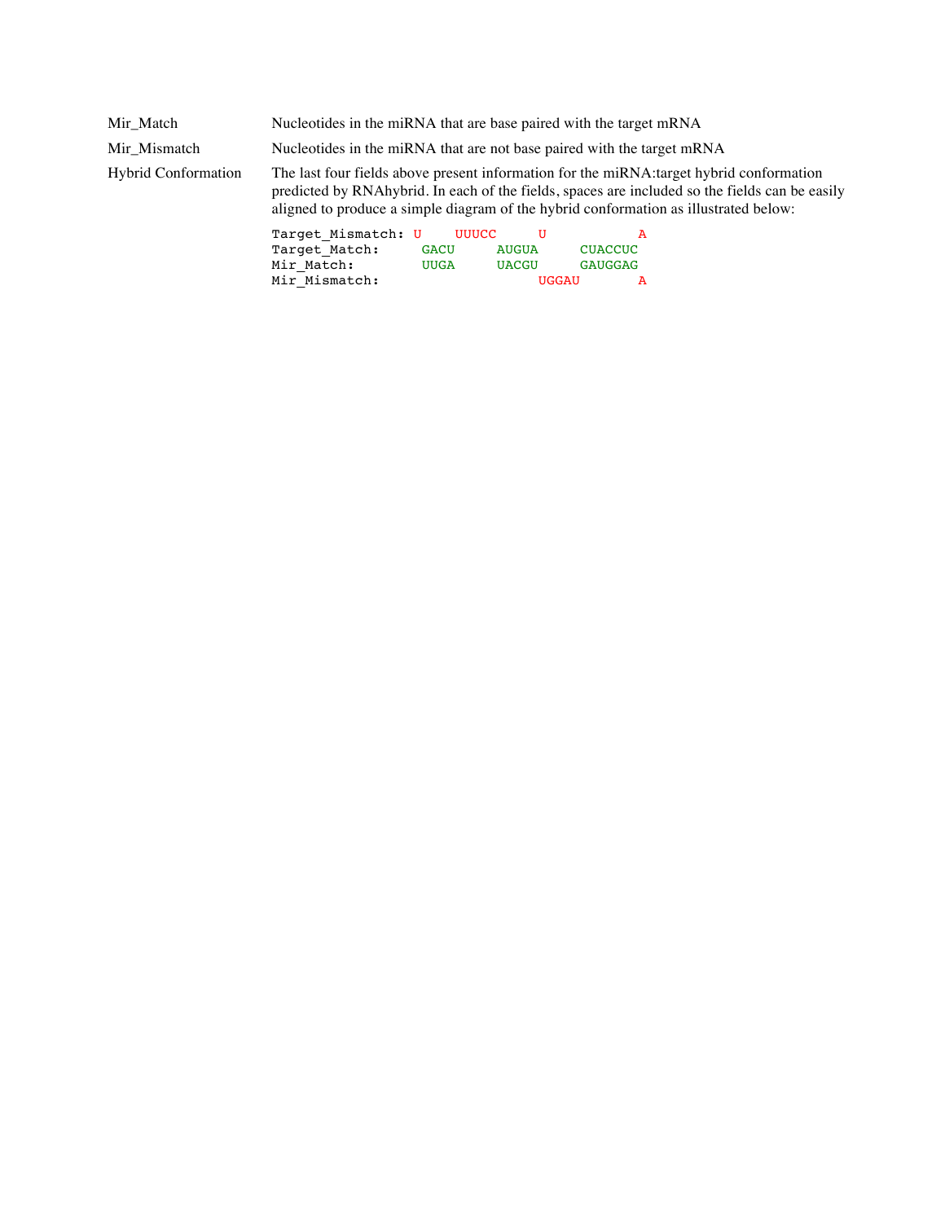| | |
|---|---|
| Mir_Match | Nucleotides in the miRNA that are base paired with the target mRNA |
| Mir_Mismatch | Nucleotides in the miRNA that are not base paired with the target mRNA |
| Hybrid Conformation | The last four fields above present information for the miRNA:target hybrid conformation predicted by RNAhybrid. In each of the fields, spaces are included so the fields can be easily aligned to produce a simple diagram of the hybrid conformation as illustrated below: |

```
Target_Mismatch: U    UUUCC     U           A
Target_Match:     GACU     AUGUA     CUACCUC
Mir_Match:        UUGA     UACGU     GAUGGAG
Mir_Mismatch:                   UGGAU       A
```